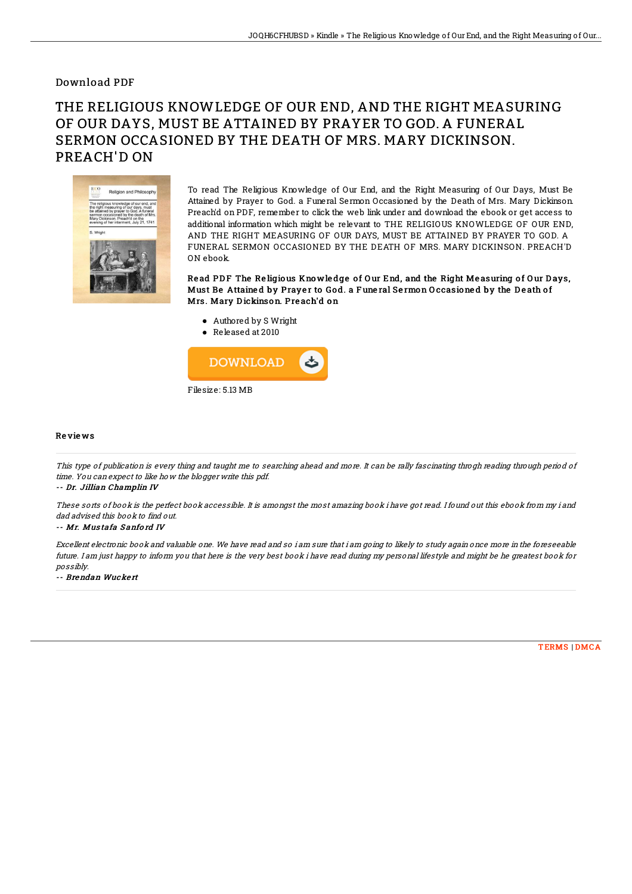Download PDF

# THE RELIGIOUS KNOWLEDGE OF OUR END, AND THE RIGHT MEASURING OF OUR DAYS, MUST BE ATTAINED BY PRAYER TO GOD. A FUNERAL SERMON OCCASIONED BY THE DEATH OF MRS. MARY DICKINSON. PREACH'D ON

To read The Religious Knowledge of Our End, and the Right Measuring of Our Days, Must Be Attained by Prayer to God. a Funeral Sermon Occasioned by the Death of Mrs. Mary Dickinson. Preach'd on PDF, remember to click the web link under and download the ebook or get access to additional information which might be relevant to THE RELIGIOUS KNOWLEDGE OF OUR END, AND THE RIGHT MEASURING OF OUR DAYS, MUST BE ATTAINED BY PRAYER TO GOD. A FUNERAL SERMON OCCASIONED BY THE DEATH OF MRS. MARY DICKINSON. PREACH'D ON ebook.

**Read PDF The Religious Knowledge of Our End, and the Right Measuring of Our Days, Must Be Attained by Prayer to God. a Funeral Sermon Occasioned by the Death of Mrs. Mary Dickinson. Preach'd on**

- Authored by S Wright
- Released at 2010

DOWNLOAD

Filesize: 5.13 MB

## Reviews

*This type of publication is every thing and taught me to searching ahead and more. It can be rally fascinating throgh reading through period of time. You can expect to like how the blogger write this pdf.*

*-- **Dr. Jillian Champlin IV***

*These sorts of book is the perfect book accessible. It is amongst the most amazing book i have got read. I found out this ebook from my i and dad advised this book to find out.*

*-- **Mr. Mustafa Sanford IV***

*Excellent electronic book and valuable one. We have read and so i am sure that i am going to likely to study again once more in the foreseeable future. I am just happy to inform you that here is the very best book i have read during my personal lifestyle and might be he greatest book for possibly.*

*-- **Brendan Wuckert***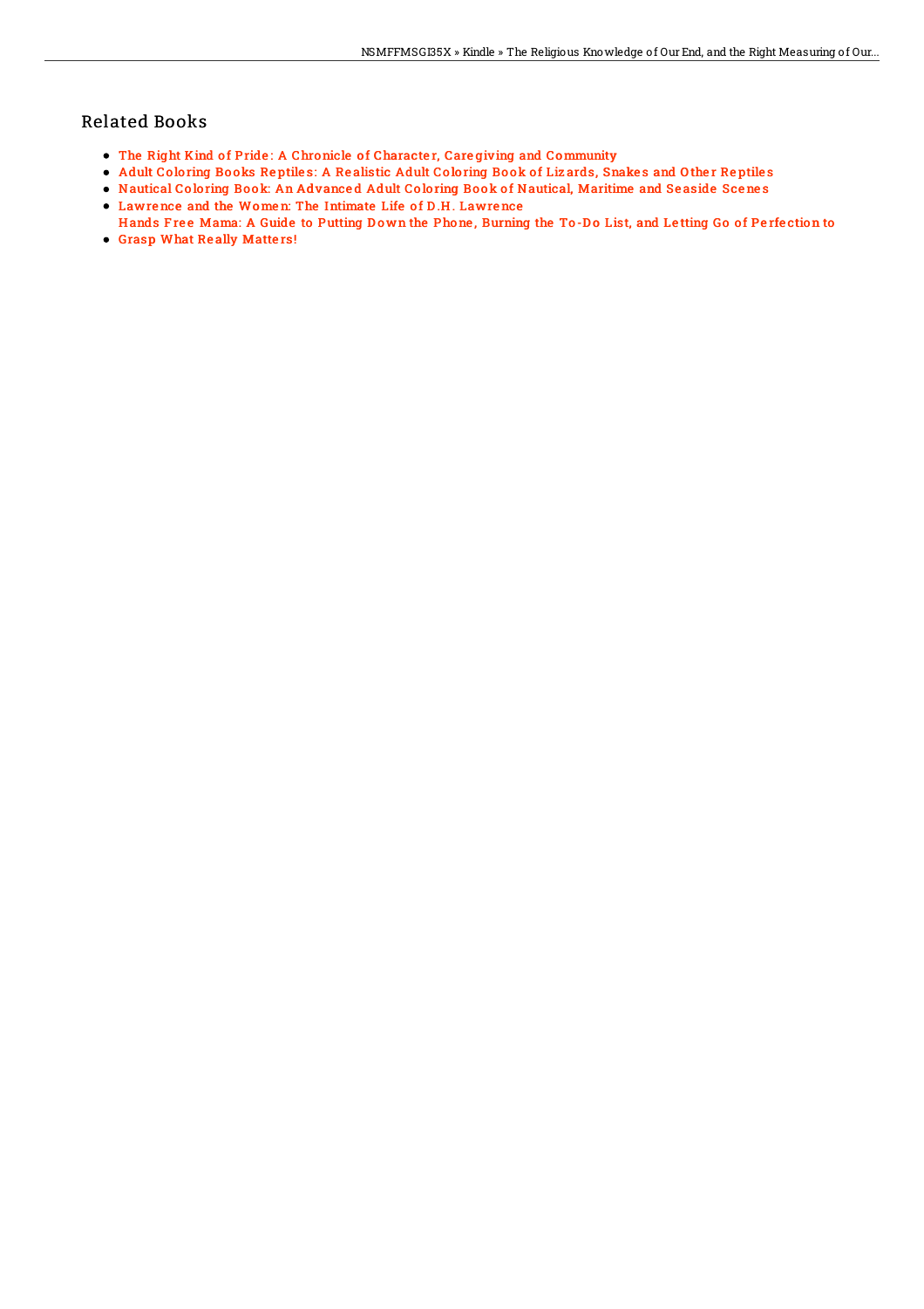## Related Books

- The Right Kind of Pride: A Chronicle of Character, Caregiving and Community
- Adult Coloring Books Reptiles: A Realistic Adult Coloring Book of Lizards, Snakes and Other Reptiles
- Nautical Coloring Book: An Advanced Adult Coloring Book of Nautical, Maritime and Seaside Scenes
- Lawrence and the Women: The Intimate Life of D.H. Lawrence
- Hands Free Mama: A Guide to Putting Down the Phone, Burning the To-Do List, and Letting Go of Perfection to Grasp What Really Matters!